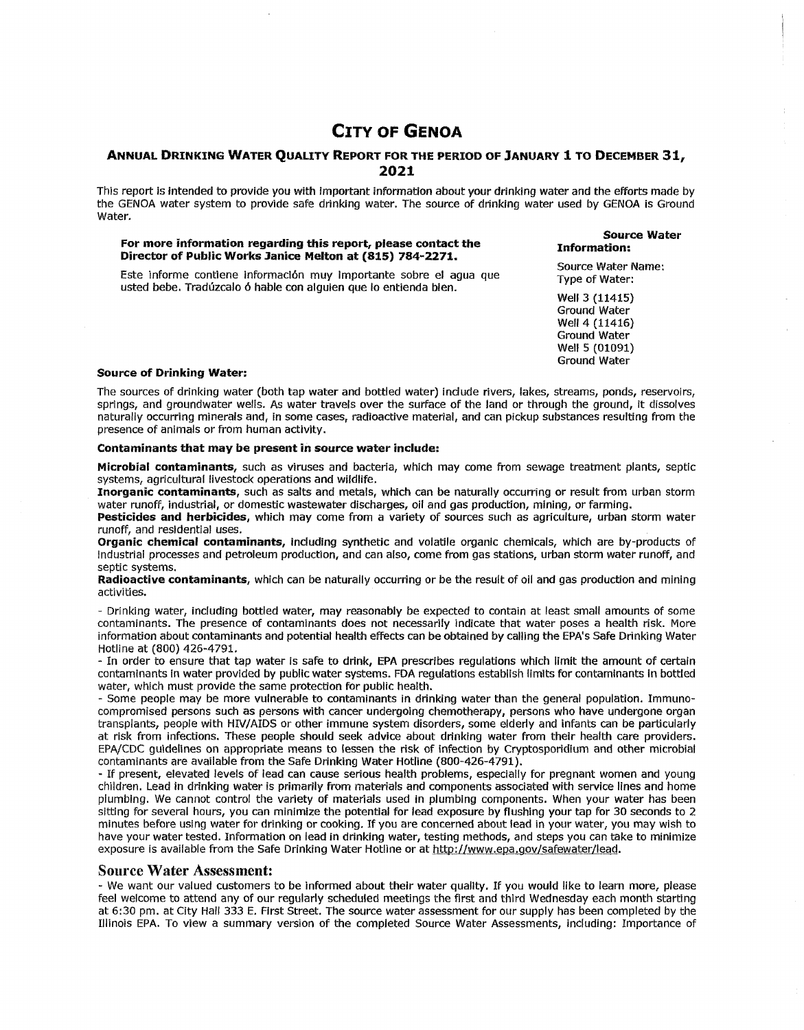# CITY OF GENOA

## ANNUAL DRINKING WATER QUALITY REPORT FOR THE PERIOD OF JANUARY 1 TO DECEMBER 31, 2021

This report is intended to provide you with important information about your drinking water and the efforts made by the GENOA water system to provide safe drinking water. The source of drinking water used by GENOA is Ground Water.

**For more information regarding this report, please contact the Director of Public Works Janice Melton at (815) 784-2271.**

Este informe contiene información muy importante sobre el agua que usted bebe. Tradúzcalo ó hable con alguien que lo entienda bien.

**Source Water Information:**

Source Water Name:
Type of Water:

Well 3 (11415)
Ground Water
Well 4 (11416)
Ground Water
Well 5 (01091)
Ground Water

**Source of Drinking Water:**

The sources of drinking water (both tap water and bottled water) include rivers, lakes, streams, ponds, reservoirs, springs, and groundwater wells. As water travels over the surface of the land or through the ground, it dissolves naturally occurring minerals and, in some cases, radioactive material, and can pickup substances resulting from the presence of animals or from human activity.

**Contaminants that may be present in source water include:**

**Microbial contaminants**, such as viruses and bacteria, which may come from sewage treatment plants, septic systems, agricultural livestock operations and wildlife.
**Inorganic contaminants**, such as salts and metals, which can be naturally occurring or result from urban storm water runoff, industrial, or domestic wastewater discharges, oil and gas production, mining, or farming.
**Pesticides and herbicides**, which may come from a variety of sources such as agriculture, urban storm water runoff, and residential uses.
**Organic chemical contaminants**, including synthetic and volatile organic chemicals, which are by-products of industrial processes and petroleum production, and can also, come from gas stations, urban storm water runoff, and septic systems.
**Radioactive contaminants**, which can be naturally occurring or be the result of oil and gas production and mining activities.

- Drinking water, including bottled water, may reasonably be expected to contain at least small amounts of some contaminants. The presence of contaminants does not necessarily indicate that water poses a health risk. More information about contaminants and potential health effects can be obtained by calling the EPA's Safe Drinking Water Hotline at (800) 426-4791.
- In order to ensure that tap water is safe to drink, EPA prescribes regulations which limit the amount of certain contaminants in water provided by public water systems. FDA regulations establish limits for contaminants in bottled water, which must provide the same protection for public health.
- Some people may be more vulnerable to contaminants in drinking water than the general population. Immuno-compromised persons such as persons with cancer undergoing chemotherapy, persons who have undergone organ transplants, people with HIV/AIDS or other immune system disorders, some elderly and infants can be particularly at risk from infections. These people should seek advice about drinking water from their health care providers. EPA/CDC guidelines on appropriate means to lessen the risk of infection by Cryptosporidium and other microbial contaminants are available from the Safe Drinking Water Hotline (800-426-4791).
- If present, elevated levels of lead can cause serious health problems, especially for pregnant women and young children. Lead in drinking water is primarily from materials and components associated with service lines and home plumbing. We cannot control the variety of materials used in plumbing components. When your water has been sitting for several hours, you can minimize the potential for lead exposure by flushing your tap for 30 seconds to 2 minutes before using water for drinking or cooking. If you are concerned about lead in your water, you may wish to have your water tested. Information on lead in drinking water, testing methods, and steps you can take to minimize exposure is available from the Safe Drinking Water Hotline or at http://www.epa.gov/safewater/lead.

## Source Water Assessment:

- We want our valued customers to be informed about their water quality. If you would like to learn more, please feel welcome to attend any of our regularly scheduled meetings the first and third Wednesday each month starting at 6:30 pm. at City Hall 333 E. First Street. The source water assessment for our supply has been completed by the Illinois EPA. To view a summary version of the completed Source Water Assessments, including: Importance of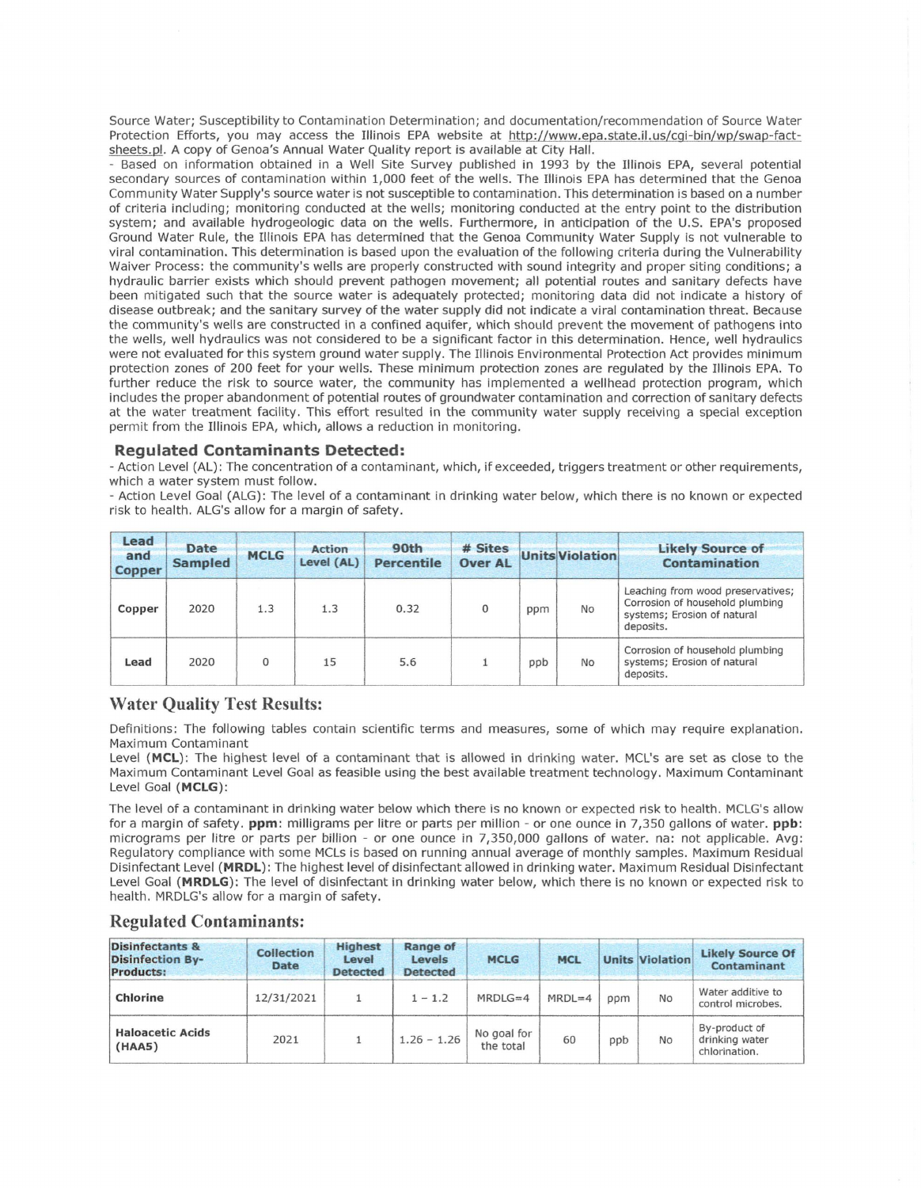Source Water; Susceptibility to Contamination Determination; and documentation/recommendation of Source Water Protection Efforts, you may access the Illinois EPA website at http://www.epa.state.il.us/cgi-bin/wp/swap-fact-sheets.pl. A copy of Genoa's Annual Water Quality report is available at City Hall.

- Based on information obtained in a Well Site Survey published in 1993 by the Illinois EPA, several potential secondary sources of contamination within 1,000 feet of the wells. The Illinois EPA has determined that the Genoa Community Water Supply's source water is not susceptible to contamination. This determination is based on a number of criteria including; monitoring conducted at the wells; monitoring conducted at the entry point to the distribution system; and available hydrogeologic data on the wells. Furthermore, in anticipation of the U.S. EPA's proposed Ground Water Rule, the Illinois EPA has determined that the Genoa Community Water Supply is not vulnerable to viral contamination. This determination is based upon the evaluation of the following criteria during the Vulnerability Waiver Process: the community's wells are properly constructed with sound integrity and proper siting conditions; a hydraulic barrier exists which should prevent pathogen movement; all potential routes and sanitary defects have been mitigated such that the source water is adequately protected; monitoring data did not indicate a history of disease outbreak; and the sanitary survey of the water supply did not indicate a viral contamination threat. Because the community's wells are constructed in a confined aquifer, which should prevent the movement of pathogens into the wells, well hydraulics was not considered to be a significant factor in this determination. Hence, well hydraulics were not evaluated for this system ground water supply. The Illinois Environmental Protection Act provides minimum protection zones of 200 feet for your wells. These minimum protection zones are regulated by the Illinois EPA. To further reduce the risk to source water, the community has implemented a wellhead protection program, which includes the proper abandonment of potential routes of groundwater contamination and correction of sanitary defects at the water treatment facility. This effort resulted in the community water supply receiving a special exception permit from the Illinois EPA, which, allows a reduction in monitoring.

### Regulated Contaminants Detected:

- Action Level (AL): The concentration of a contaminant, which, if exceeded, triggers treatment or other requirements, which a water system must follow.
- Action Level Goal (ALG): The level of a contaminant in drinking water below, which there is no known or expected risk to health. ALG's allow for a margin of safety.

| Lead and Copper | Date Sampled | MCLG | Action Level (AL) | 90th Percentile | # Sites Over AL | Units | Violation | Likely Source of Contamination |
|---|---|---|---|---|---|---|---|---|
| Copper | 2020 | 1.3 | 1.3 | 0.32 | 0 | ppm | No | Leaching from wood preservatives; Corrosion of household plumbing systems; Erosion of natural deposits. |
| Lead | 2020 | 0 | 15 | 5.6 | 1 | ppb | No | Corrosion of household plumbing systems; Erosion of natural deposits. |

## Water Quality Test Results:

Definitions: The following tables contain scientific terms and measures, some of which may require explanation. Maximum Contaminant Level (**MCL**): The highest level of a contaminant that is allowed in drinking water. MCL's are set as close to the Maximum Contaminant Level Goal as feasible using the best available treatment technology. Maximum Contaminant Level Goal (**MCLG**):

The level of a contaminant in drinking water below which there is no known or expected risk to health. MCLG's allow for a margin of safety. **ppm**: milligrams per litre or parts per million - or one ounce in 7,350 gallons of water. **ppb**: micrograms per litre or parts per billion - or one ounce in 7,350,000 gallons of water. na: not applicable. Avg: Regulatory compliance with some MCLs is based on running annual average of monthly samples. Maximum Residual Disinfectant Level (**MRDL**): The highest level of disinfectant allowed in drinking water. Maximum Residual Disinfectant Level Goal (**MRDLG**): The level of disinfectant in drinking water below, which there is no known or expected risk to health. MRDLG's allow for a margin of safety.

## Regulated Contaminants:

| Disinfectants & Disinfection By-Products: | Collection Date | Highest Level Detected | Range of Levels Detected | MCLG | MCL | Units | Violation | Likely Source Of Contaminant |
|---|---|---|---|---|---|---|---|---|
| Chlorine | 12/31/2021 | 1 | 1 - 1.2 | MRDLG=4 | MRDL=4 | ppm | No | Water additive to control microbes. |
| Haloacetic Acids (HAA5) | 2021 | 1 | 1.26 - 1.26 | No goal for the total | 60 | ppb | No | By-product of drinking water chlorination. |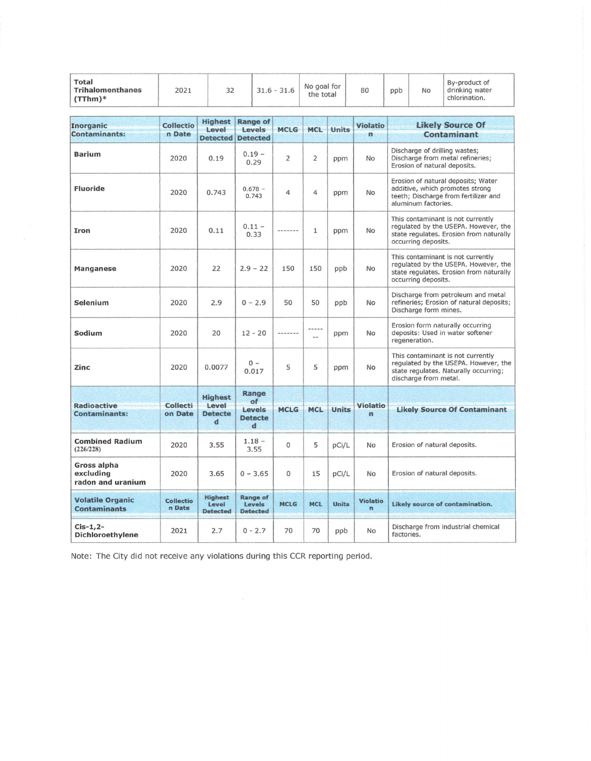| | | | | | | | | |
|---|---|---|---|---|---|---|---|---|
| **Total Trihalomenthanes (TThm)*** | 2021 | 32 | 31.6 - 31.6 | No goal for the total | 80 | ppb | No | By-product of drinking water chlorination. |

| Inorganic Contaminants: | Collection Date | Highest Level Detected | Range of Levels Detected | MCLG | MCL | Units | Violation | Likely Source Of Contaminant |
|---|---|---|---|---|---|---|---|---|
| **Barium** | 2020 | 0.19 | 0.19 – 0.29 | 2 | 2 | ppm | No | Discharge of drilling wastes; Discharge from metal refineries; Erosion of natural deposits. |
| **Fluoride** | 2020 | 0.743 | 0.678 – 0.743 | 4 | 4 | ppm | No | Erosion of natural deposits; Water additive, which promotes strong teeth; Discharge from fertilizer and aluminum factories. |
| **Iron** | 2020 | 0.11 | 0.11 – 0.33 | ------- | 1 | ppm | No | This contaminant is not currently regulated by the USEPA. However, the state regulates. Erosion from naturally occurring deposits. |
| **Manganese** | 2020 | 22 | 2.9 – 22 | 150 | 150 | ppb | No | This contaminant is not currently regulated by the USEPA. However, the state regulates. Erosion from naturally occurring deposits. |
| **Selenium** | 2020 | 2.9 | 0 – 2.9 | 50 | 50 | ppb | No | Discharge from petroleum and metal refineries; Erosion of natural deposits; Discharge form mines. |
| **Sodium** | 2020 | 20 | 12 - 20 | ------- | ------- | ppm | No | Erosion form naturally occurring deposits: Used in water softener regeneration. |
| **Zinc** | 2020 | 0.0077 | 0 – 0.017 | 5 | 5 | ppm | No | This contaminant is not currently regulated by the USEPA. However, the state regulates. Naturally occurring; discharge from metal. |
| **Radioactive Contaminants:** | **Collection Date** | **Highest Level Detected** | **Range of Levels Detected** | **MCLG** | **MCL** | **Units** | **Violation** | **Likely Source Of Contaminant** |
| **Combined Radium** (226/228) | 2020 | 3.55 | 1.18 – 3.55 | 0 | 5 | pCi/L | No | Erosion of natural deposits. |
| **Gross alpha excluding radon and uranium** | 2020 | 3.65 | 0 – 3.65 | 0 | 15 | pCi/L | No | Erosion of natural deposits. |
| **Volatile Organic Contaminants** | **Collection Date** | **Highest Level Detected** | **Range of Levels Detected** | **MCLG** | **MCL** | **Units** | **Violation** | **Likely source of contamination.** |
| **Cis-1,2-Dichloroethylene** | 2021 | 2.7 | 0 - 2.7 | 70 | 70 | ppb | No | Discharge from industrial chemical factories. |

Note: The City did not receive any violations during this CCR reporting period.